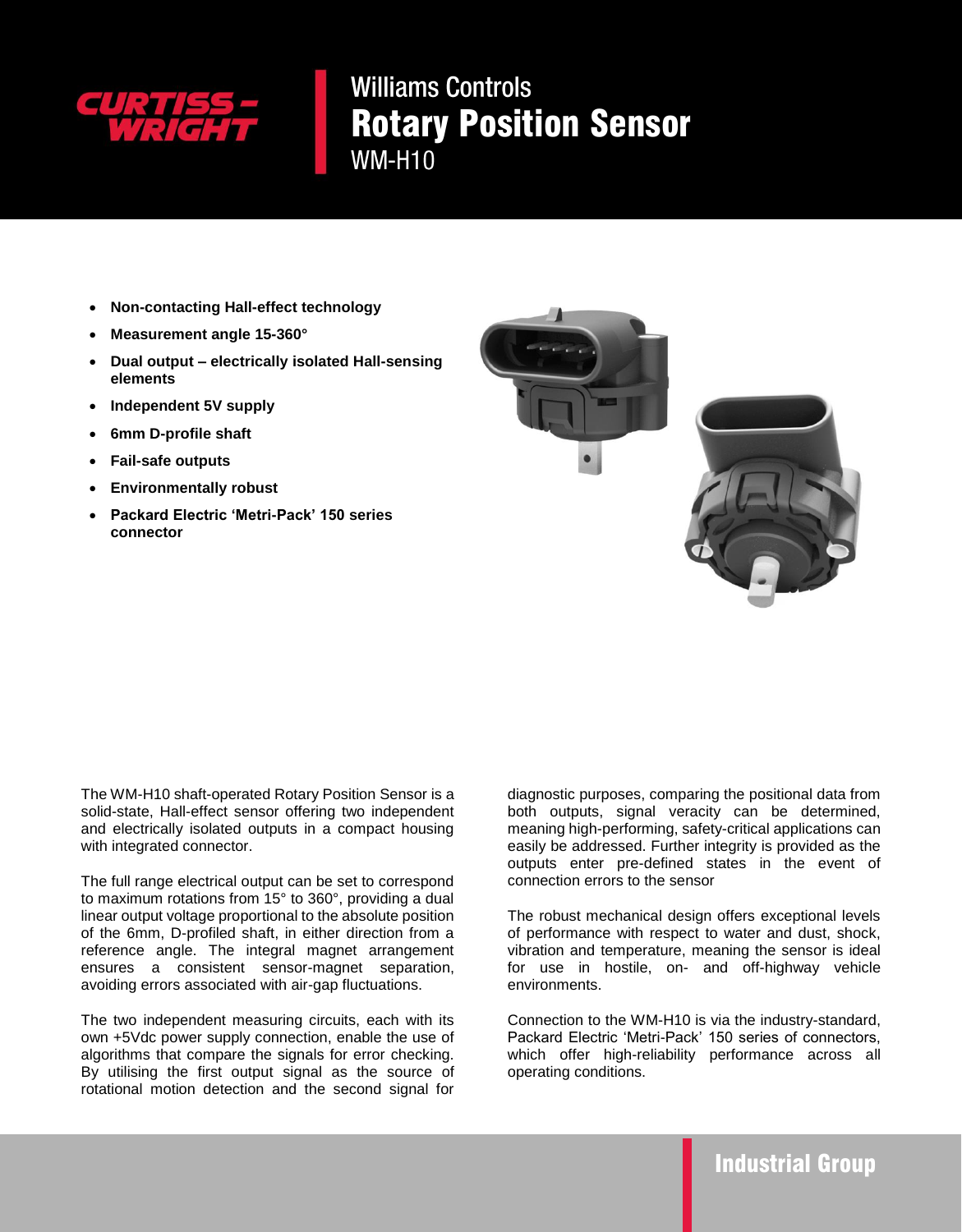# Williams Controls

# Rotary Position Sensor

## WM-H10

- **Non-contacting Hall-effect technology**
- **Measurement angle 15-360°**
- **Dual output – electrically isolated Hall-sensing elements**
- **Independent 5V supply**
- **6mm D-profile shaft**
- **Fail-safe outputs**
- **Environmentally robust**
- **Packard Electric 'Metri-Pack' 150 series connector**

The WM-H10 shaft-operated Rotary Position Sensor is a solid-state, Hall-effect sensor offering two independent and electrically isolated outputs in a compact housing with integrated connector.

The full range electrical output can be set to correspond to maximum rotations from 15° to 360°, providing a dual linear output voltage proportional to the absolute position of the 6mm, D-profiled shaft, in either direction from a reference angle. The integral magnet arrangement ensures a consistent sensor-magnet separation, avoiding errors associated with air-gap fluctuations.

The two independent measuring circuits, each with its own +5Vdc power supply connection, enable the use of algorithms that compare the signals for error checking. By utilising the first output signal as the source of rotational motion detection and the second signal for diagnostic purposes, comparing the positional data from both outputs, signal veracity can be determined, meaning high-performing, safety-critical applications can easily be addressed. Further integrity is provided as the outputs enter pre-defined states in the event of connection errors to the sensor

The robust mechanical design offers exceptional levels of performance with respect to water and dust, shock, vibration and temperature, meaning the sensor is ideal for use in hostile, on- and off-highway vehicle environments.

Connection to the WM-H10 is via the industry-standard, Packard Electric 'Metri-Pack' 150 series of connectors, which offer high-reliability performance across all operating conditions.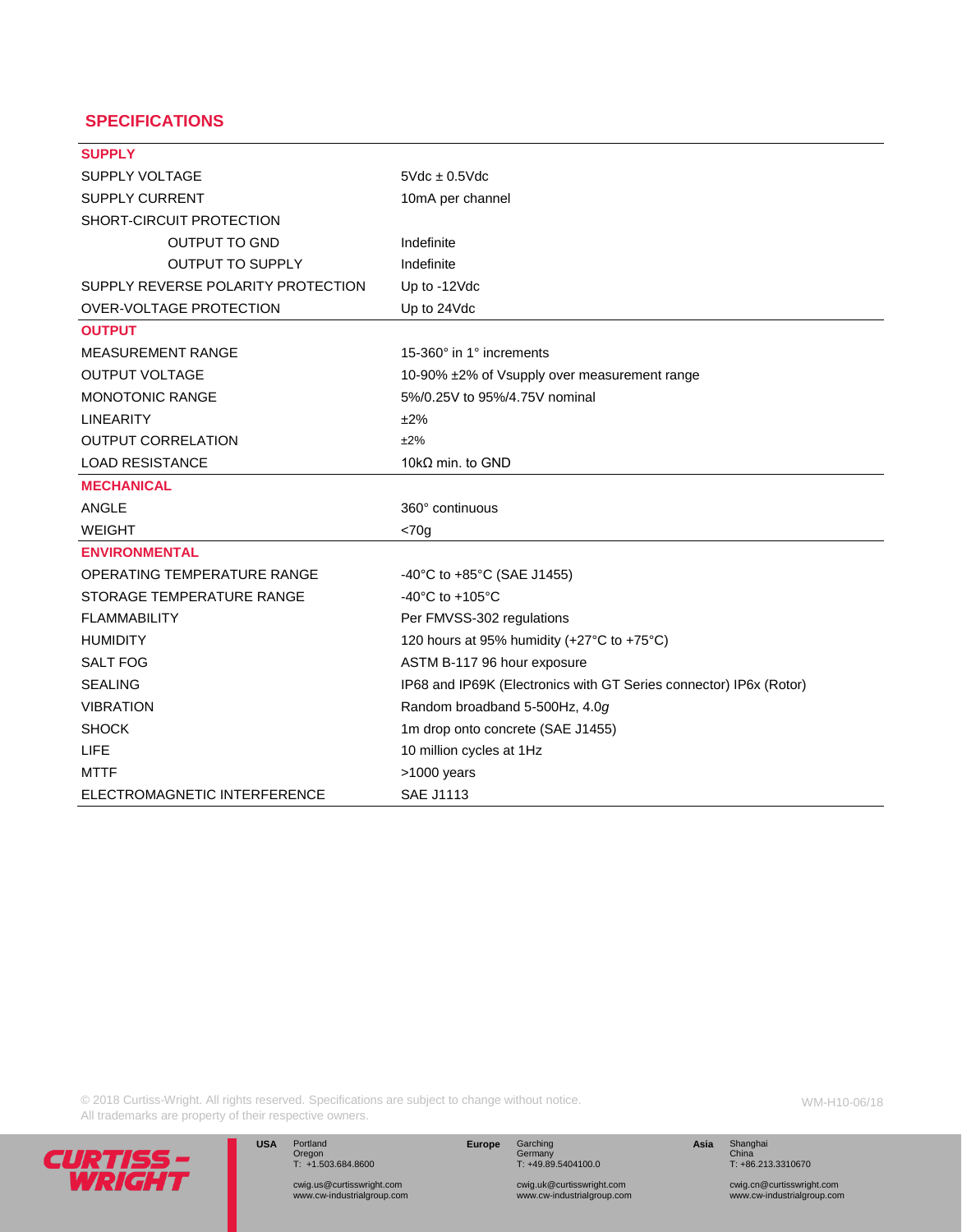## SPECIFICATIONS

| | |
|---|---|
| **SUPPLY** | |
| SUPPLY VOLTAGE | 5Vdc ± 0.5Vdc |
| SUPPLY CURRENT | 10mA per channel |
| SHORT-CIRCUIT PROTECTION | |
| OUTPUT TO GND | Indefinite |
| OUTPUT TO SUPPLY | Indefinite |
| SUPPLY REVERSE POLARITY PROTECTION | Up to -12Vdc |
| OVER-VOLTAGE PROTECTION | Up to 24Vdc |
| **OUTPUT** | |
| MEASUREMENT RANGE | 15-360° in 1° increments |
| OUTPUT VOLTAGE | 10-90% ±2% of Vsupply over measurement range |
| MONOTONIC RANGE | 5%/0.25V to 95%/4.75V nominal |
| LINEARITY | ±2% |
| OUTPUT CORRELATION | ±2% |
| LOAD RESISTANCE | 10kΩ min. to GND |
| **MECHANICAL** | |
| ANGLE | 360° continuous |
| WEIGHT | <70g |
| **ENVIRONMENTAL** | |
| OPERATING TEMPERATURE RANGE | -40°C to +85°C (SAE J1455) |
| STORAGE TEMPERATURE RANGE | -40°C to +105°C |
| FLAMMABILITY | Per FMVSS-302 regulations |
| HUMIDITY | 120 hours at 95% humidity (+27°C to +75°C) |
| SALT FOG | ASTM B-117 96 hour exposure |
| SEALING | IP68 and IP69K (Electronics with GT Series connector) IP6x (Rotor) |
| VIBRATION | Random broadband 5-500Hz, 4.0*g* |
| SHOCK | 1m drop onto concrete (SAE J1455) |
| LIFE | 10 million cycles at 1Hz |
| MTTF | >1000 years |
| ELECTROMAGNETIC INTERFERENCE | SAE J1113 |

© 2018 Curtiss-Wright. All rights reserved. Specifications are subject to change without notice.
All trademarks are property of their respective owners.

WM-H10-06/18

CURTISS-WRIGHT

**USA** Portland
Oregon
T: +1.503.684.8600
cwig.us@curtisswright.com
www.cw-industrialgroup.com

**Europe** Garching
Germany
T: +49.89.5404100.0
cwig.uk@curtisswright.com
www.cw-industrialgroup.com

**Asia** Shanghai
China
T: +86.213.3310670
cwig.cn@curtisswright.com
www.cw-industrialgroup.com